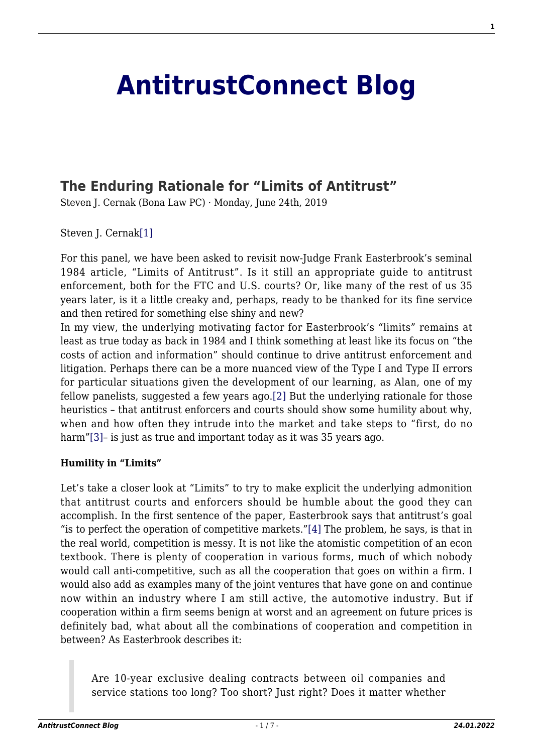# AntitrustConnect Blog

## The Enduring Rationale for "Limits of Antitrust"

Steven J. Cernak (Bona Law PC) · Monday, June 24th, 2019

Steven J. Cernak[1]

For this panel, we have been asked to revisit now-Judge Frank Easterbrook's seminal 1984 article, "Limits of Antitrust". Is it still an appropriate guide to antitrust enforcement, both for the FTC and U.S. courts? Or, like many of the rest of us 35 years later, is it a little creaky and, perhaps, ready to be thanked for its fine service and then retired for something else shiny and new?

In my view, the underlying motivating factor for Easterbrook's "limits" remains at least as true today as back in 1984 and I think something at least like its focus on "the costs of action and information" should continue to drive antitrust enforcement and litigation. Perhaps there can be a more nuanced view of the Type I and Type II errors for particular situations given the development of our learning, as Alan, one of my fellow panelists, suggested a few years ago.[2] But the underlying rationale for those heuristics – that antitrust enforcers and courts should show some humility about why, when and how often they intrude into the market and take steps to "first, do no harm"[3]– is just as true and important today as it was 35 years ago.

**Humility in "Limits"**

Let's take a closer look at "Limits" to try to make explicit the underlying admonition that antitrust courts and enforcers should be humble about the good they can accomplish. In the first sentence of the paper, Easterbrook says that antitrust's goal "is to perfect the operation of competitive markets."[4] The problem, he says, is that in the real world, competition is messy. It is not like the atomistic competition of an econ textbook. There is plenty of cooperation in various forms, much of which nobody would call anti-competitive, such as all the cooperation that goes on within a firm. I would also add as examples many of the joint ventures that have gone on and continue now within an industry where I am still active, the automotive industry. But if cooperation within a firm seems benign at worst and an agreement on future prices is definitely bad, what about all the combinations of cooperation and competition in between? As Easterbrook describes it:

> Are 10-year exclusive dealing contracts between oil companies and service stations too long? Too short? Just right? Does it matter whether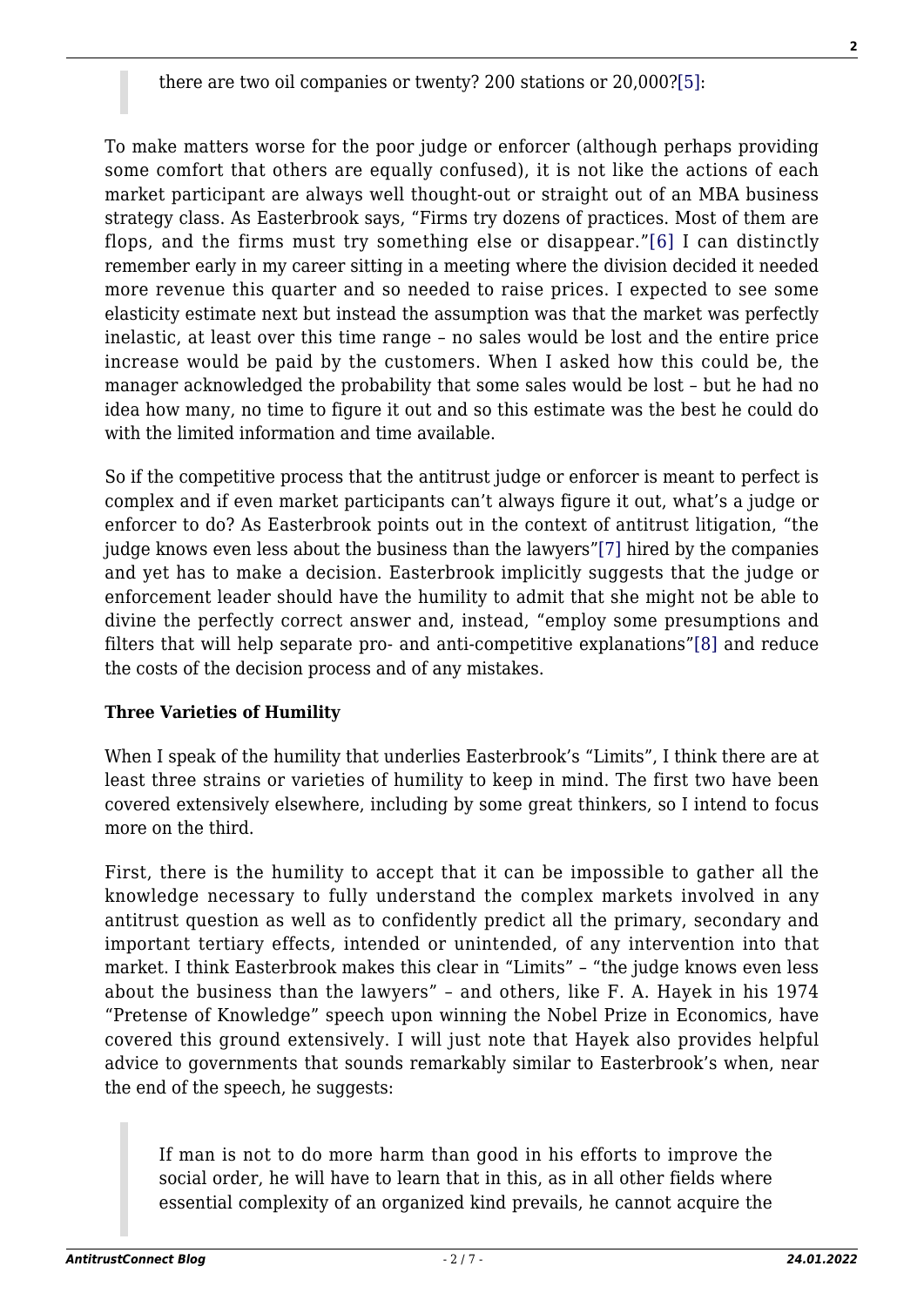> there are two oil companies or twenty? 200 stations or 20,000?[5]:

To make matters worse for the poor judge or enforcer (although perhaps providing some comfort that others are equally confused), it is not like the actions of each market participant are always well thought-out or straight out of an MBA business strategy class. As Easterbrook says, "Firms try dozens of practices. Most of them are flops, and the firms must try something else or disappear."[6] I can distinctly remember early in my career sitting in a meeting where the division decided it needed more revenue this quarter and so needed to raise prices. I expected to see some elasticity estimate next but instead the assumption was that the market was perfectly inelastic, at least over this time range – no sales would be lost and the entire price increase would be paid by the customers. When I asked how this could be, the manager acknowledged the probability that some sales would be lost – but he had no idea how many, no time to figure it out and so this estimate was the best he could do with the limited information and time available.

So if the competitive process that the antitrust judge or enforcer is meant to perfect is complex and if even market participants can't always figure it out, what's a judge or enforcer to do? As Easterbrook points out in the context of antitrust litigation, "the judge knows even less about the business than the lawyers"[7] hired by the companies and yet has to make a decision. Easterbrook implicitly suggests that the judge or enforcement leader should have the humility to admit that she might not be able to divine the perfectly correct answer and, instead, "employ some presumptions and filters that will help separate pro- and anti-competitive explanations"[8] and reduce the costs of the decision process and of any mistakes.

**Three Varieties of Humility**

When I speak of the humility that underlies Easterbrook's "Limits", I think there are at least three strains or varieties of humility to keep in mind. The first two have been covered extensively elsewhere, including by some great thinkers, so I intend to focus more on the third.

First, there is the humility to accept that it can be impossible to gather all the knowledge necessary to fully understand the complex markets involved in any antitrust question as well as to confidently predict all the primary, secondary and important tertiary effects, intended or unintended, of any intervention into that market. I think Easterbrook makes this clear in "Limits" – "the judge knows even less about the business than the lawyers" – and others, like F. A. Hayek in his 1974 "Pretense of Knowledge" speech upon winning the Nobel Prize in Economics, have covered this ground extensively. I will just note that Hayek also provides helpful advice to governments that sounds remarkably similar to Easterbrook's when, near the end of the speech, he suggests:

> If man is not to do more harm than good in his efforts to improve the social order, he will have to learn that in this, as in all other fields where essential complexity of an organized kind prevails, he cannot acquire the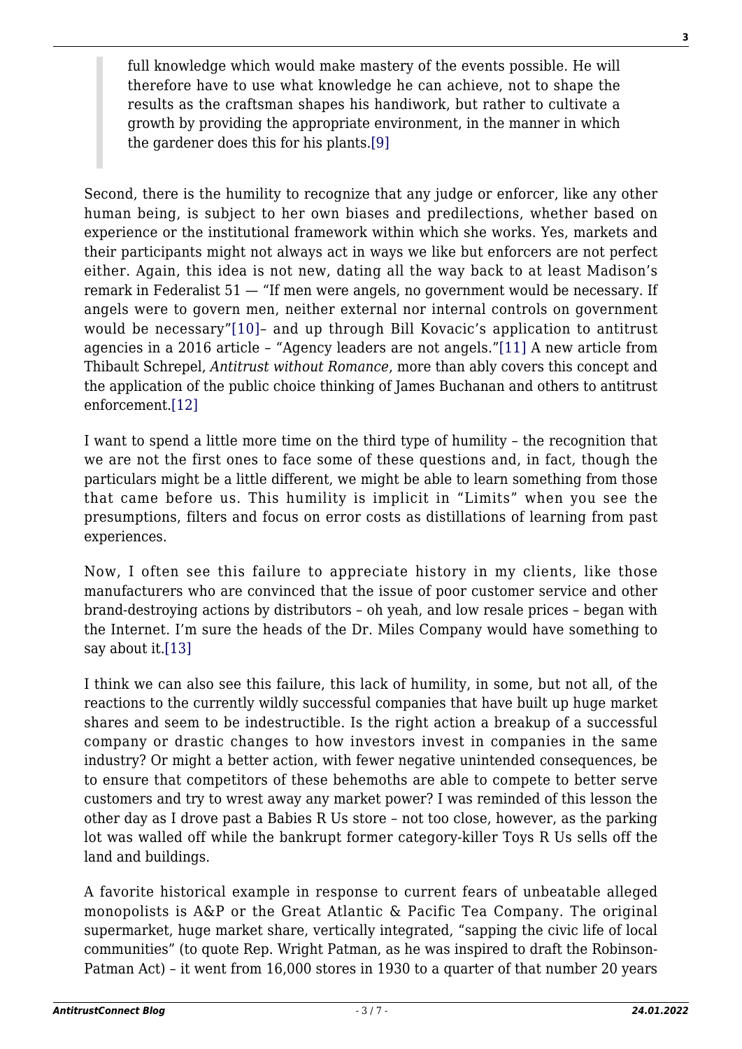> full knowledge which would make mastery of the events possible. He will therefore have to use what knowledge he can achieve, not to shape the results as the craftsman shapes his handiwork, but rather to cultivate a growth by providing the appropriate environment, in the manner in which the gardener does this for his plants.[9]

Second, there is the humility to recognize that any judge or enforcer, like any other human being, is subject to her own biases and predilections, whether based on experience or the institutional framework within which she works. Yes, markets and their participants might not always act in ways we like but enforcers are not perfect either. Again, this idea is not new, dating all the way back to at least Madison's remark in Federalist 51 — "If men were angels, no government would be necessary. If angels were to govern men, neither external nor internal controls on government would be necessary"[10]– and up through Bill Kovacic's application to antitrust agencies in a 2016 article – "Agency leaders are not angels."[11] A new article from Thibault Schrepel, *Antitrust without Romance*, more than ably covers this concept and the application of the public choice thinking of James Buchanan and others to antitrust enforcement.[12]

I want to spend a little more time on the third type of humility – the recognition that we are not the first ones to face some of these questions and, in fact, though the particulars might be a little different, we might be able to learn something from those that came before us. This humility is implicit in "Limits" when you see the presumptions, filters and focus on error costs as distillations of learning from past experiences.

Now, I often see this failure to appreciate history in my clients, like those manufacturers who are convinced that the issue of poor customer service and other brand-destroying actions by distributors – oh yeah, and low resale prices – began with the Internet. I'm sure the heads of the Dr. Miles Company would have something to say about it.[13]

I think we can also see this failure, this lack of humility, in some, but not all, of the reactions to the currently wildly successful companies that have built up huge market shares and seem to be indestructible. Is the right action a breakup of a successful company or drastic changes to how investors invest in companies in the same industry? Or might a better action, with fewer negative unintended consequences, be to ensure that competitors of these behemoths are able to compete to better serve customers and try to wrest away any market power? I was reminded of this lesson the other day as I drove past a Babies R Us store – not too close, however, as the parking lot was walled off while the bankrupt former category-killer Toys R Us sells off the land and buildings.

A favorite historical example in response to current fears of unbeatable alleged monopolists is A&P or the Great Atlantic & Pacific Tea Company. The original supermarket, huge market share, vertically integrated, "sapping the civic life of local communities" (to quote Rep. Wright Patman, as he was inspired to draft the Robinson-Patman Act) – it went from 16,000 stores in 1930 to a quarter of that number 20 years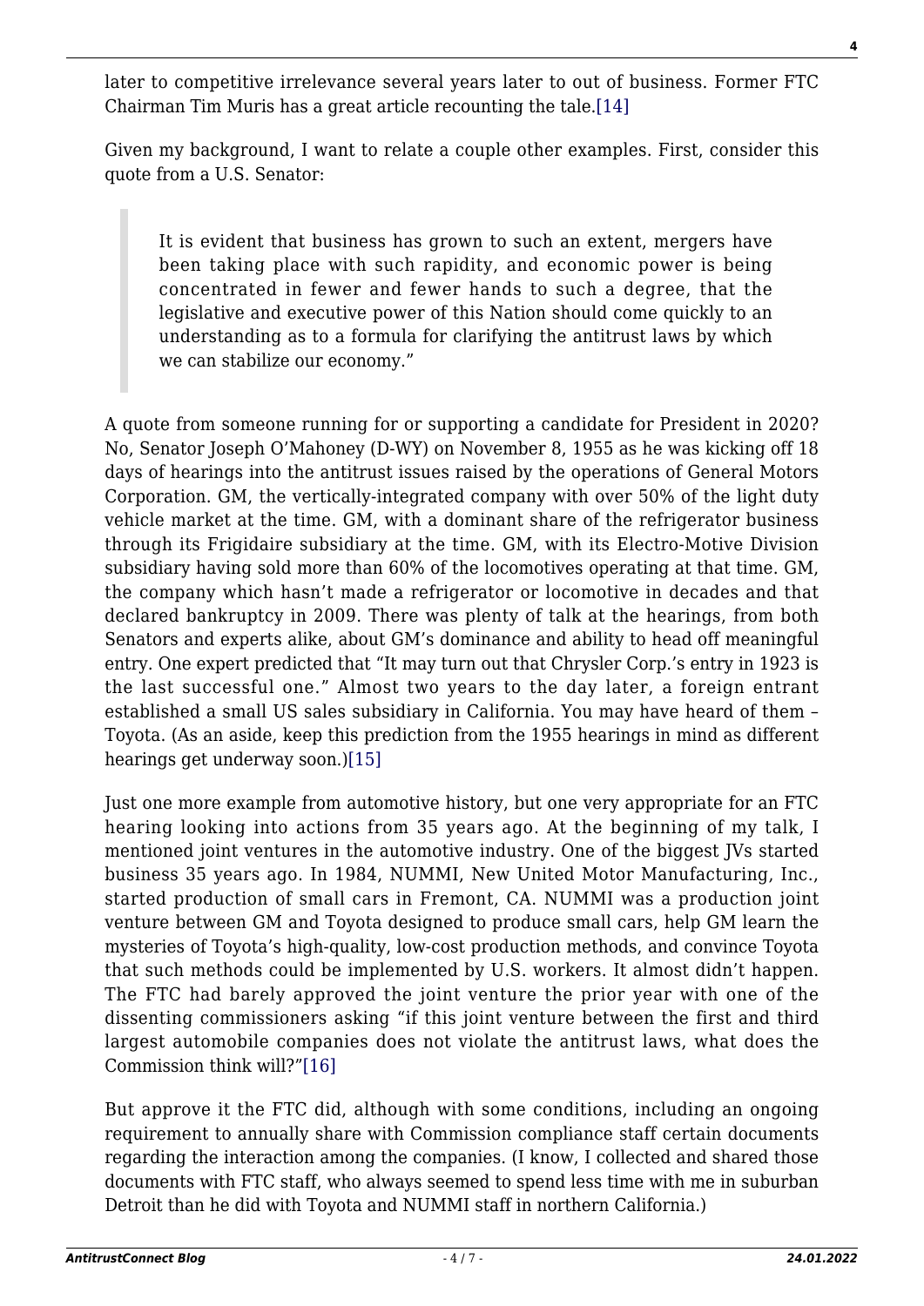later to competitive irrelevance several years later to out of business. Former FTC Chairman Tim Muris has a great article recounting the tale.[14]

Given my background, I want to relate a couple other examples. First, consider this quote from a U.S. Senator:

> It is evident that business has grown to such an extent, mergers have been taking place with such rapidity, and economic power is being concentrated in fewer and fewer hands to such a degree, that the legislative and executive power of this Nation should come quickly to an understanding as to a formula for clarifying the antitrust laws by which we can stabilize our economy."

A quote from someone running for or supporting a candidate for President in 2020? No, Senator Joseph O'Mahoney (D-WY) on November 8, 1955 as he was kicking off 18 days of hearings into the antitrust issues raised by the operations of General Motors Corporation. GM, the vertically-integrated company with over 50% of the light duty vehicle market at the time. GM, with a dominant share of the refrigerator business through its Frigidaire subsidiary at the time. GM, with its Electro-Motive Division subsidiary having sold more than 60% of the locomotives operating at that time. GM, the company which hasn't made a refrigerator or locomotive in decades and that declared bankruptcy in 2009. There was plenty of talk at the hearings, from both Senators and experts alike, about GM's dominance and ability to head off meaningful entry. One expert predicted that "It may turn out that Chrysler Corp.'s entry in 1923 is the last successful one." Almost two years to the day later, a foreign entrant established a small US sales subsidiary in California. You may have heard of them – Toyota. (As an aside, keep this prediction from the 1955 hearings in mind as different hearings get underway soon.)[15]

Just one more example from automotive history, but one very appropriate for an FTC hearing looking into actions from 35 years ago. At the beginning of my talk, I mentioned joint ventures in the automotive industry. One of the biggest JVs started business 35 years ago. In 1984, NUMMI, New United Motor Manufacturing, Inc., started production of small cars in Fremont, CA. NUMMI was a production joint venture between GM and Toyota designed to produce small cars, help GM learn the mysteries of Toyota's high-quality, low-cost production methods, and convince Toyota that such methods could be implemented by U.S. workers. It almost didn't happen. The FTC had barely approved the joint venture the prior year with one of the dissenting commissioners asking "if this joint venture between the first and third largest automobile companies does not violate the antitrust laws, what does the Commission think will?"[16]

But approve it the FTC did, although with some conditions, including an ongoing requirement to annually share with Commission compliance staff certain documents regarding the interaction among the companies. (I know, I collected and shared those documents with FTC staff, who always seemed to spend less time with me in suburban Detroit than he did with Toyota and NUMMI staff in northern California.)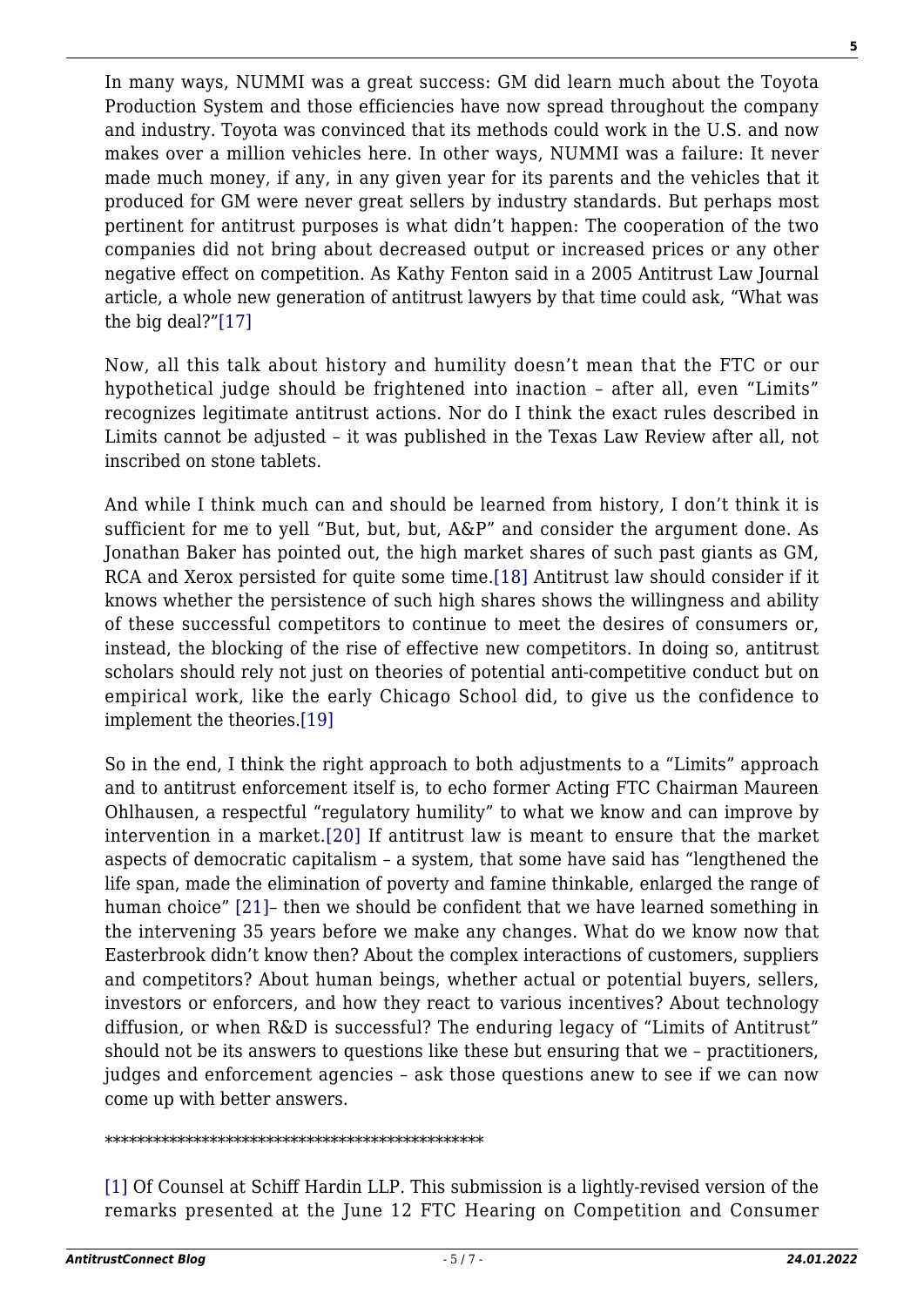In many ways, NUMMI was a great success: GM did learn much about the Toyota Production System and those efficiencies have now spread throughout the company and industry. Toyota was convinced that its methods could work in the U.S. and now makes over a million vehicles here. In other ways, NUMMI was a failure: It never made much money, if any, in any given year for its parents and the vehicles that it produced for GM were never great sellers by industry standards. But perhaps most pertinent for antitrust purposes is what didn't happen: The cooperation of the two companies did not bring about decreased output or increased prices or any other negative effect on competition. As Kathy Fenton said in a 2005 Antitrust Law Journal article, a whole new generation of antitrust lawyers by that time could ask, "What was the big deal?"[17]

Now, all this talk about history and humility doesn't mean that the FTC or our hypothetical judge should be frightened into inaction – after all, even "Limits" recognizes legitimate antitrust actions. Nor do I think the exact rules described in Limits cannot be adjusted – it was published in the Texas Law Review after all, not inscribed on stone tablets.

And while I think much can and should be learned from history, I don't think it is sufficient for me to yell "But, but, but, A&P" and consider the argument done. As Jonathan Baker has pointed out, the high market shares of such past giants as GM, RCA and Xerox persisted for quite some time.[18] Antitrust law should consider if it knows whether the persistence of such high shares shows the willingness and ability of these successful competitors to continue to meet the desires of consumers or, instead, the blocking of the rise of effective new competitors. In doing so, antitrust scholars should rely not just on theories of potential anti-competitive conduct but on empirical work, like the early Chicago School did, to give us the confidence to implement the theories.[19]

So in the end, I think the right approach to both adjustments to a "Limits" approach and to antitrust enforcement itself is, to echo former Acting FTC Chairman Maureen Ohlhausen, a respectful "regulatory humility" to what we know and can improve by intervention in a market.[20] If antitrust law is meant to ensure that the market aspects of democratic capitalism – a system, that some have said has "lengthened the life span, made the elimination of poverty and famine thinkable, enlarged the range of human choice" [21]– then we should be confident that we have learned something in the intervening 35 years before we make any changes. What do we know now that Easterbrook didn't know then? About the complex interactions of customers, suppliers and competitors? About human beings, whether actual or potential buyers, sellers, investors or enforcers, and how they react to various incentives? About technology diffusion, or when R&D is successful? The enduring legacy of "Limits of Antitrust" should not be its answers to questions like these but ensuring that we – practitioners, judges and enforcement agencies – ask those questions anew to see if we can now come up with better answers.

\*\*\*\*\*\*\*\*\*\*\*\*\*\*\*\*\*\*\*\*\*\*\*\*\*\*\*\*\*\*\*\*\*\*\*\*\*\*\*\*\*\*\*\*\*\*\*\*

[1] Of Counsel at Schiff Hardin LLP. This submission is a lightly-revised version of the remarks presented at the June 12 FTC Hearing on Competition and Consumer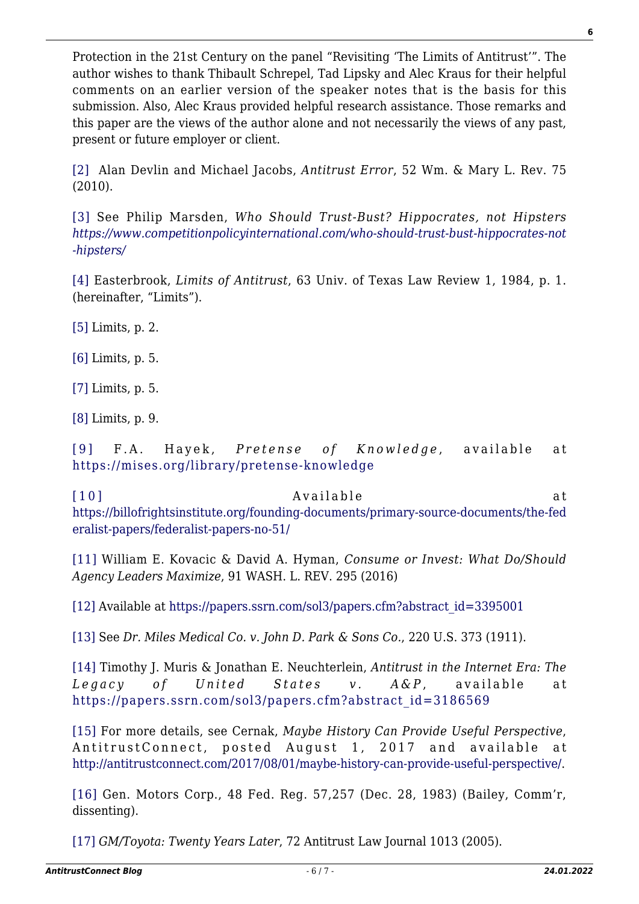Protection in the 21st Century on the panel "Revisiting 'The Limits of Antitrust'". The author wishes to thank Thibault Schrepel, Tad Lipsky and Alec Kraus for their helpful comments on an earlier version of the speaker notes that is the basis for this submission. Also, Alec Kraus provided helpful research assistance. Those remarks and this paper are the views of the author alone and not necessarily the views of any past, present or future employer or client.

[2] Alan Devlin and Michael Jacobs, *Antitrust Error*, 52 Wm. & Mary L. Rev. 75 (2010).

[3] See Philip Marsden, *Who Should Trust-Bust? Hippocrates, not Hipsters* *https://www.competitionpolicyinternational.com/who-should-trust-bust-hippocrates-not-hipsters/*

[4] Easterbrook, *Limits of Antitrust*, 63 Univ. of Texas Law Review 1, 1984, p. 1. (hereinafter, "Limits").

[5] Limits, p. 2.

[6] Limits, p. 5.

[7] Limits, p. 5.

[8] Limits, p. 9.

[9] F.A. Hayek, *Pretense of Knowledge*, available at https://mises.org/library/pretense-knowledge

[10] Available at https://billofrightsinstitute.org/founding-documents/primary-source-documents/the-federalist-papers/federalist-papers-no-51/

[11] William E. Kovacic & David A. Hyman, *Consume or Invest: What Do/Should Agency Leaders Maximize*, 91 WASH. L. REV. 295 (2016)

[12] Available at https://papers.ssrn.com/sol3/papers.cfm?abstract_id=3395001

[13] See *Dr. Miles Medical Co. v. John D. Park & Sons Co.*, 220 U.S. 373 (1911).

[14] Timothy J. Muris & Jonathan E. Neuchterlein, *Antitrust in the Internet Era: The Legacy of United States v. A&P*, available at https://papers.ssrn.com/sol3/papers.cfm?abstract_id=3186569

[15] For more details, see Cernak, *Maybe History Can Provide Useful Perspective*, AntitrustConnect, posted August 1, 2017 and available at http://antitrustconnect.com/2017/08/01/maybe-history-can-provide-useful-perspective/.

[16] Gen. Motors Corp., 48 Fed. Reg. 57,257 (Dec. 28, 1983) (Bailey, Comm'r, dissenting).

[17] *GM/Toyota: Twenty Years Later*, 72 Antitrust Law Journal 1013 (2005).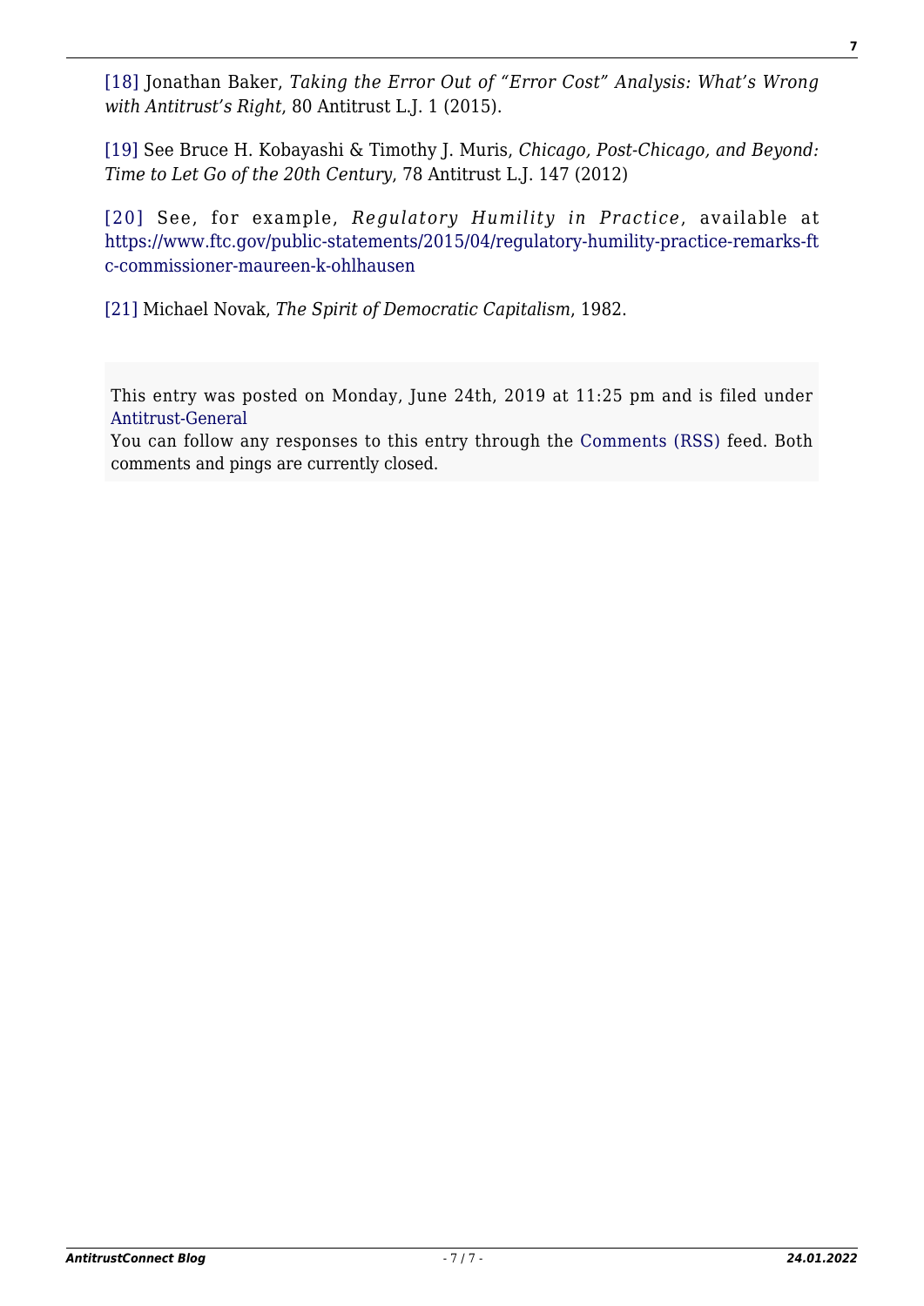[18] Jonathan Baker, *Taking the Error Out of "Error Cost" Analysis: What's Wrong with Antitrust's Right*, 80 Antitrust L.J. 1 (2015).

[19] See Bruce H. Kobayashi & Timothy J. Muris, *Chicago, Post-Chicago, and Beyond: Time to Let Go of the 20th Century*, 78 Antitrust L.J. 147 (2012)

[20] See, for example, *Regulatory Humility in Practice*, available at https://www.ftc.gov/public-statements/2015/04/regulatory-humility-practice-remarks-ftc-commissioner-maureen-k-ohlhausen

[21] Michael Novak, *The Spirit of Democratic Capitalism*, 1982.

This entry was posted on Monday, June 24th, 2019 at 11:25 pm and is filed under Antitrust-General
You can follow any responses to this entry through the Comments (RSS) feed. Both comments and pings are currently closed.